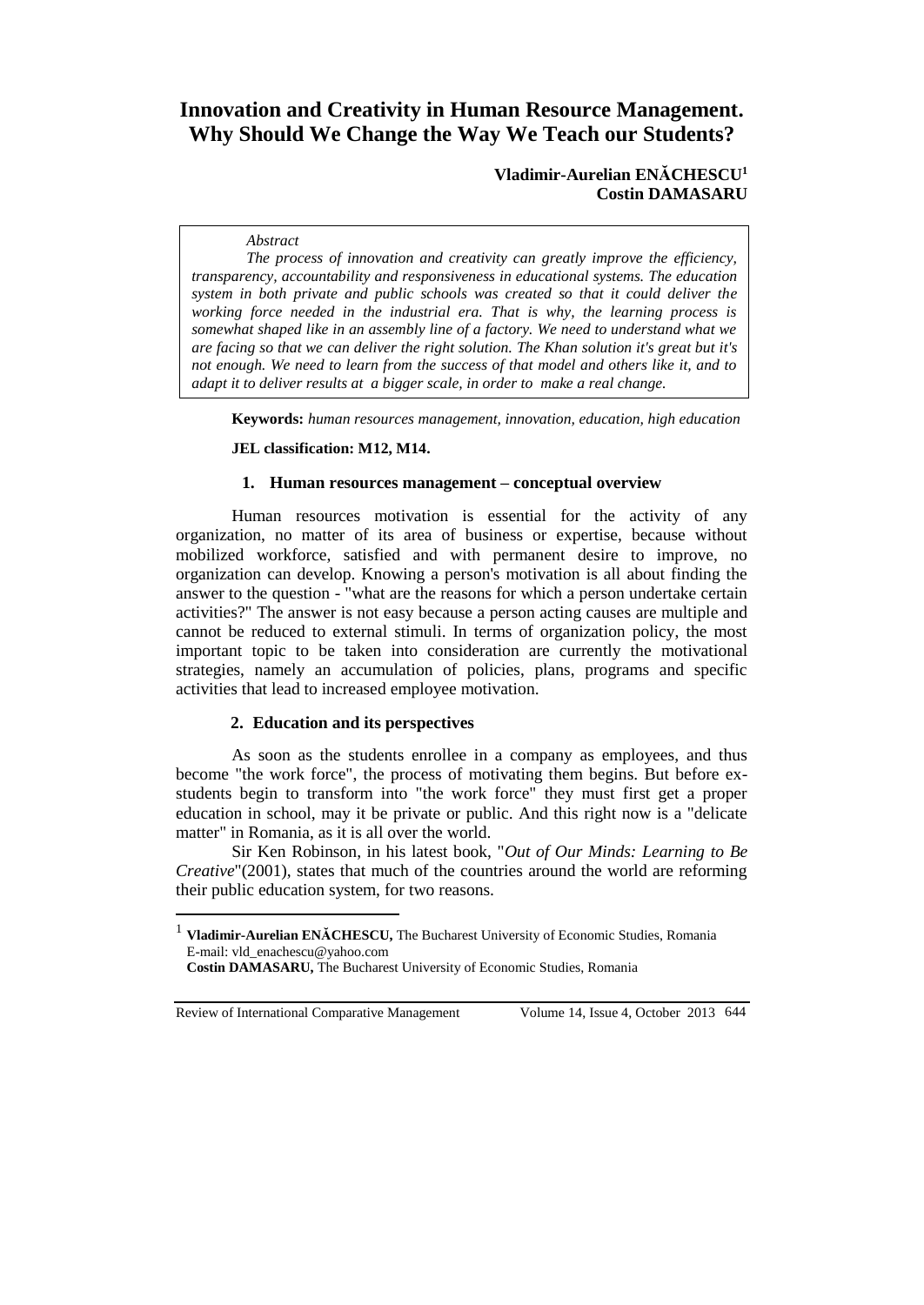# Innovation and Creativity in Human Resource Management. Why Should We Change the Way We Teach our Students?

**Vladimir-Aurelian ENĂCHESCU[1]**
**Costin DAMASARU**

*Abstract*

*The process of innovation and creativity can greatly improve the efficiency, transparency, accountability and responsiveness in educational systems. The education system in both private and public schools was created so that it could deliver the working force needed in the industrial era. That is why, the learning process is somewhat shaped like in an assembly line of a factory. We need to understand what we are facing so that we can deliver the right solution. The Khan solution it's great but it's not enough. We need to learn from the success of that model and others like it, and to adapt it to deliver results at a bigger scale, in order to make a real change.*

**Keywords:** *human resources management, innovation, education, high education*

**JEL classification: M12, M14.**

## 1. Human resources management – conceptual overview

Human resources motivation is essential for the activity of any organization, no matter of its area of business or expertise, because without mobilized workforce, satisfied and with permanent desire to improve, no organization can develop. Knowing a person's motivation is all about finding the answer to the question - "what are the reasons for which a person undertake certain activities?" The answer is not easy because a person acting causes are multiple and cannot be reduced to external stimuli. In terms of organization policy, the most important topic to be taken into consideration are currently the motivational strategies, namely an accumulation of policies, plans, programs and specific activities that lead to increased employee motivation.

## 2. Education and its perspectives

As soon as the students enrollee in a company as employees, and thus become "the work force", the process of motivating them begins. But before ex-students begin to transform into "the work force" they must first get a proper education in school, may it be private or public. And this right now is a "delicate matter" in Romania, as it is all over the world.

Sir Ken Robinson, in his latest book, "*Out of Our Minds: Learning to Be Creative*"(2001), states that much of the countries around the world are reforming their public education system, for two reasons.

---

[1] **Vladimir-Aurelian ENĂCHESCU,** The Bucharest University of Economic Studies, Romania E-mail: vld_enachescu@yahoo.com
**Costin DAMASARU,** The Bucharest University of Economic Studies, Romania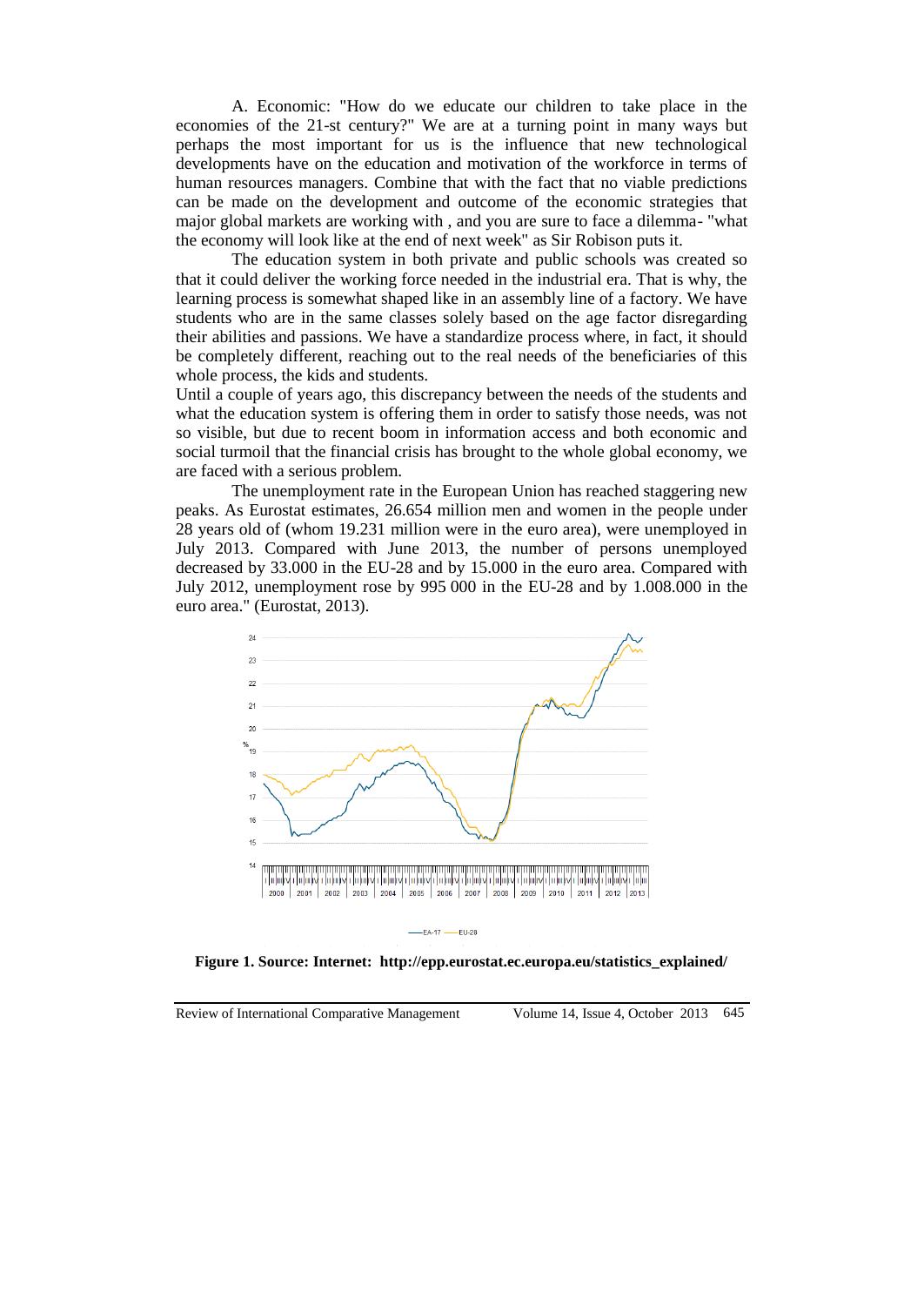A. Economic: "How do we educate our children to take place in the economies of the 21-st century?" We are at a turning point in many ways but perhaps the most important for us is the influence that new technological developments have on the education and motivation of the workforce in terms of human resources managers. Combine that with the fact that no viable predictions can be made on the development and outcome of the economic strategies that major global markets are working with , and you are sure to face a dilemma- "what the economy will look like at the end of next week" as Sir Robison puts it.

The education system in both private and public schools was created so that it could deliver the working force needed in the industrial era. That is why, the learning process is somewhat shaped like in an assembly line of a factory. We have students who are in the same classes solely based on the age factor disregarding their abilities and passions. We have a standardize process where, in fact, it should be completely different, reaching out to the real needs of the beneficiaries of this whole process, the kids and students.

Until a couple of years ago, this discrepancy between the needs of the students and what the education system is offering them in order to satisfy those needs, was not so visible, but due to recent boom in information access and both economic and social turmoil that the financial crisis has brought to the whole global economy, we are faced with a serious problem.

The unemployment rate in the European Union has reached staggering new peaks. As Eurostat estimates, 26.654 million men and women in the people under 28 years old of (whom 19.231 million were in the euro area), were unemployed in July 2013. Compared with June 2013, the number of persons unemployed decreased by 33.000 in the EU-28 and by 15.000 in the euro area. Compared with July 2012, unemployment rose by 995 000 in the EU-28 and by 1.008.000 in the euro area." (Eurostat, 2013).

**Figure 1. Source: Internet: http://epp.eurostat.ec.europa.eu/statistics_explained/**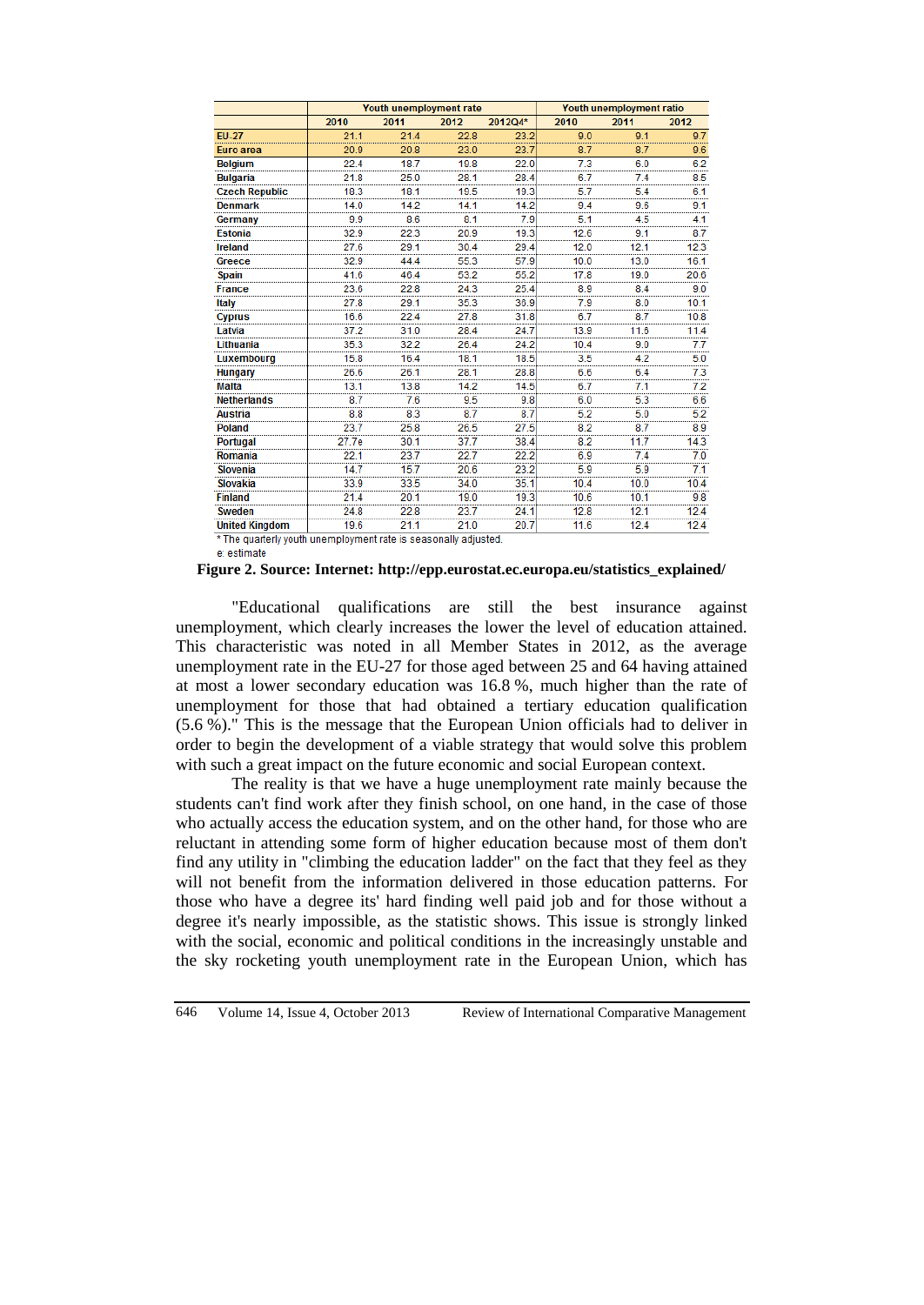| | Youth unemployment rate | | | | Youth unemployment ratio | | |
|---|---|---|---|---|---|---|---|
| | 2010 | 2011 | 2012 | 2012Q4* | 2010 | 2011 | 2012 |
| EU-27 | 21.1 | 21.4 | 22.8 | 23.2 | 9.0 | 9.1 | 9.7 |
| Euro area | 20.9 | 20.8 | 23.0 | 23.7 | 8.7 | 8.7 | 9.6 |
| Belgium | 22.4 | 18.7 | 19.8 | 22.0 | 7.3 | 6.0 | 6.2 |
| Bulgaria | 21.8 | 25.0 | 28.1 | 28.4 | 6.7 | 7.4 | 8.5 |
| Czech Republic | 18.3 | 18.1 | 19.5 | 19.3 | 5.7 | 5.4 | 6.1 |
| Denmark | 14.0 | 14.2 | 14.1 | 14.2 | 9.4 | 9.6 | 9.1 |
| Germany | 9.9 | 8.6 | 8.1 | 7.9 | 5.1 | 4.5 | 4.1 |
| Estonia | 32.9 | 22.3 | 20.9 | 19.3 | 12.6 | 9.1 | 8.7 |
| Ireland | 27.6 | 29.1 | 30.4 | 29.4 | 12.0 | 12.1 | 12.3 |
| Greece | 32.9 | 44.4 | 55.3 | 57.9 | 10.0 | 13.0 | 16.1 |
| Spain | 41.6 | 46.4 | 53.2 | 55.2 | 17.8 | 19.0 | 20.6 |
| France | 23.6 | 22.8 | 24.3 | 25.4 | 8.9 | 8.4 | 9.0 |
| Italy | 27.8 | 29.1 | 35.3 | 36.9 | 7.9 | 8.0 | 10.1 |
| Cyprus | 16.6 | 22.4 | 27.8 | 31.8 | 6.7 | 8.7 | 10.8 |
| Latvia | 37.2 | 31.0 | 28.4 | 24.7 | 13.9 | 11.6 | 11.4 |
| Lithuania | 35.3 | 32.2 | 26.4 | 24.2 | 10.4 | 9.0 | 7.7 |
| Luxembourg | 15.8 | 16.4 | 18.1 | 18.5 | 3.5 | 4.2 | 5.0 |
| Hungary | 26.6 | 26.1 | 28.1 | 28.8 | 6.6 | 6.4 | 7.3 |
| Malta | 13.1 | 13.8 | 14.2 | 14.5 | 6.7 | 7.1 | 7.2 |
| Netherlands | 8.7 | 7.6 | 9.5 | 9.8 | 6.0 | 5.3 | 6.6 |
| Austria | 8.8 | 8.3 | 8.7 | 8.7 | 5.2 | 5.0 | 5.2 |
| Poland | 23.7 | 25.8 | 26.5 | 27.5 | 8.2 | 8.7 | 8.9 |
| Portugal | 27.7e | 30.1 | 37.7 | 38.4 | 8.2 | 11.7 | 14.3 |
| Romania | 22.1 | 23.7 | 22.7 | 22.2 | 6.9 | 7.4 | 7.0 |
| Slovenia | 14.7 | 15.7 | 20.6 | 23.2 | 5.9 | 5.9 | 7.1 |
| Slovakia | 33.9 | 33.5 | 34.0 | 35.1 | 10.4 | 10.0 | 10.4 |
| Finland | 21.4 | 20.1 | 19.0 | 19.3 | 10.6 | 10.1 | 9.8 |
| Sweden | 24.8 | 22.8 | 23.7 | 24.1 | 12.8 | 12.1 | 12.4 |
| United Kingdom | 19.6 | 21.1 | 21.0 | 20.7 | 11.6 | 12.4 | 12.4 |

* The quarterly youth unemployment rate is seasonally adjusted.
e: estimate

**Figure 2. Source: Internet: http://epp.eurostat.ec.europa.eu/statistics_explained/**

"Educational qualifications are still the best insurance against unemployment, which clearly increases the lower the level of education attained. This characteristic was noted in all Member States in 2012, as the average unemployment rate in the EU-27 for those aged between 25 and 64 having attained at most a lower secondary education was 16.8 %, much higher than the rate of unemployment for those that had obtained a tertiary education qualification (5.6 %)." This is the message that the European Union officials had to deliver in order to begin the development of a viable strategy that would solve this problem with such a great impact on the future economic and social European context.

The reality is that we have a huge unemployment rate mainly because the students can't find work after they finish school, on one hand, in the case of those who actually access the education system, and on the other hand, for those who are reluctant in attending some form of higher education because most of them don't find any utility in "climbing the education ladder" on the fact that they feel as they will not benefit from the information delivered in those education patterns. For those who have a degree its' hard finding well paid job and for those without a degree it's nearly impossible, as the statistic shows. This issue is strongly linked with the social, economic and political conditions in the increasingly unstable and the sky rocketing youth unemployment rate in the European Union, which has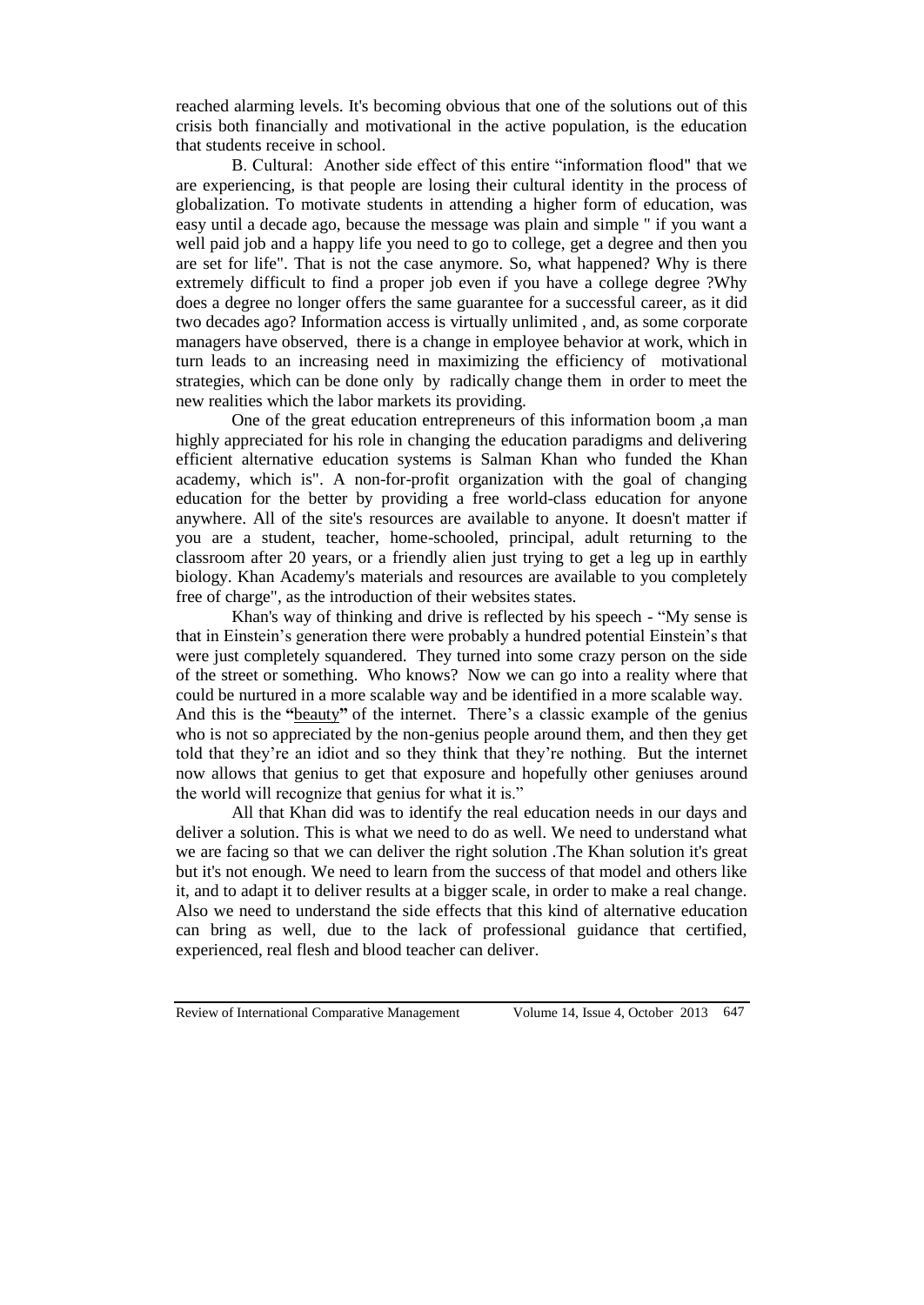reached alarming levels. It's becoming obvious that one of the solutions out of this crisis both financially and motivational in the active population, is the education that students receive in school.

B. Cultural: Another side effect of this entire "information flood" that we are experiencing, is that people are losing their cultural identity in the process of globalization. To motivate students in attending a higher form of education, was easy until a decade ago, because the message was plain and simple " if you want a well paid job and a happy life you need to go to college, get a degree and then you are set for life". That is not the case anymore. So, what happened? Why is there extremely difficult to find a proper job even if you have a college degree ?Why does a degree no longer offers the same guarantee for a successful career, as it did two decades ago? Information access is virtually unlimited , and, as some corporate managers have observed, there is a change in employee behavior at work, which in turn leads to an increasing need in maximizing the efficiency of motivational strategies, which can be done only by radically change them in order to meet the new realities which the labor markets its providing.

One of the great education entrepreneurs of this information boom ,a man highly appreciated for his role in changing the education paradigms and delivering efficient alternative education systems is Salman Khan who funded the Khan academy, which is". A non-for-profit organization with the goal of changing education for the better by providing a free world-class education for anyone anywhere. All of the site's resources are available to anyone. It doesn't matter if you are a student, teacher, home-schooled, principal, adult returning to the classroom after 20 years, or a friendly alien just trying to get a leg up in earthly biology. Khan Academy's materials and resources are available to you completely free of charge", as the introduction of their websites states.

Khan's way of thinking and drive is reflected by his speech - "My sense is that in Einstein's generation there were probably a hundred potential Einstein's that were just completely squandered. They turned into some crazy person on the side of the street or something. Who knows? Now we can go into a reality where that could be nurtured in a more scalable way and be identified in a more scalable way. And this is the **"**beauty**"** of the internet. There's a classic example of the genius who is not so appreciated by the non-genius people around them, and then they get told that they're an idiot and so they think that they're nothing. But the internet now allows that genius to get that exposure and hopefully other geniuses around the world will recognize that genius for what it is."

All that Khan did was to identify the real education needs in our days and deliver a solution. This is what we need to do as well. We need to understand what we are facing so that we can deliver the right solution .The Khan solution it's great but it's not enough. We need to learn from the success of that model and others like it, and to adapt it to deliver results at a bigger scale, in order to make a real change. Also we need to understand the side effects that this kind of alternative education can bring as well, due to the lack of professional guidance that certified, experienced, real flesh and blood teacher can deliver.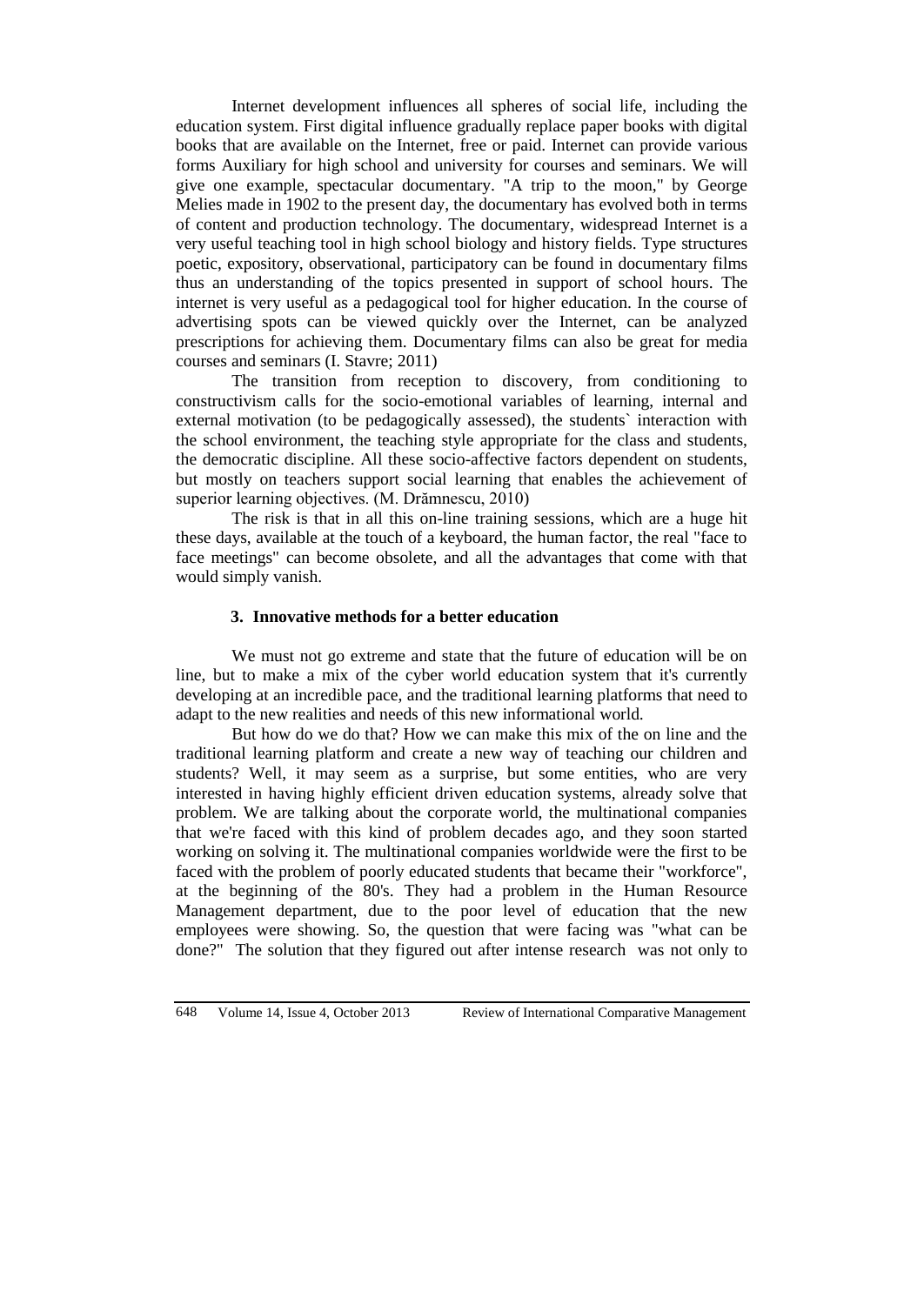Internet development influences all spheres of social life, including the education system. First digital influence gradually replace paper books with digital books that are available on the Internet, free or paid. Internet can provide various forms Auxiliary for high school and university for courses and seminars. We will give one example, spectacular documentary. "A trip to the moon," by George Melies made in 1902 to the present day, the documentary has evolved both in terms of content and production technology. The documentary, widespread Internet is a very useful teaching tool in high school biology and history fields. Type structures poetic, expository, observational, participatory can be found in documentary films thus an understanding of the topics presented in support of school hours. The internet is very useful as a pedagogical tool for higher education. In the course of advertising spots can be viewed quickly over the Internet, can be analyzed prescriptions for achieving them. Documentary films can also be great for media courses and seminars (I. Stavre; 2011)

The transition from reception to discovery, from conditioning to constructivism calls for the socio-emotional variables of learning, internal and external motivation (to be pedagogically assessed), the students` interaction with the school environment, the teaching style appropriate for the class and students, the democratic discipline. All these socio-affective factors dependent on students, but mostly on teachers support social learning that enables the achievement of superior learning objectives. (M. Drămnescu, 2010)

The risk is that in all this on-line training sessions, which are a huge hit these days, available at the touch of a keyboard, the human factor, the real "face to face meetings" can become obsolete, and all the advantages that come with that would simply vanish.

## 3. Innovative methods for a better education

We must not go extreme and state that the future of education will be on line, but to make a mix of the cyber world education system that it's currently developing at an incredible pace, and the traditional learning platforms that need to adapt to the new realities and needs of this new informational world.

But how do we do that? How we can make this mix of the on line and the traditional learning platform and create a new way of teaching our children and students? Well, it may seem as a surprise, but some entities, who are very interested in having highly efficient driven education systems, already solve that problem. We are talking about the corporate world, the multinational companies that we're faced with this kind of problem decades ago, and they soon started working on solving it. The multinational companies worldwide were the first to be faced with the problem of poorly educated students that became their "workforce", at the beginning of the 80's. They had a problem in the Human Resource Management department, due to the poor level of education that the new employees were showing. So, the question that were facing was "what can be done?" The solution that they figured out after intense research was not only to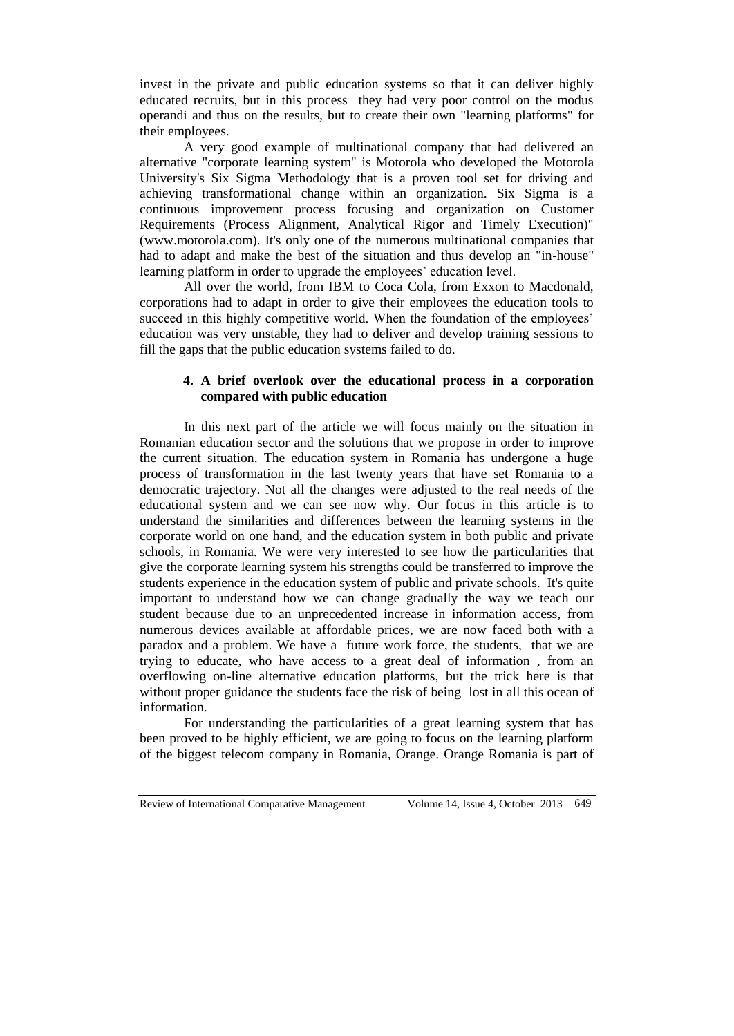invest in the private and public education systems so that it can deliver highly educated recruits, but in this process they had very poor control on the modus operandi and thus on the results, but to create their own "learning platforms" for their employees.

A very good example of multinational company that had delivered an alternative "corporate learning system" is Motorola who developed the Motorola University's Six Sigma Methodology that is a proven tool set for driving and achieving transformational change within an organization. Six Sigma is a continuous improvement process focusing and organization on Customer Requirements (Process Alignment, Analytical Rigor and Timely Execution)" (www.motorola.com). It's only one of the numerous multinational companies that had to adapt and make the best of the situation and thus develop an "in-house" learning platform in order to upgrade the employees' education level.

All over the world, from IBM to Coca Cola, from Exxon to Macdonald, corporations had to adapt in order to give their employees the education tools to succeed in this highly competitive world. When the foundation of the employees' education was very unstable, they had to deliver and develop training sessions to fill the gaps that the public education systems failed to do.

## 4. A brief overlook over the educational process in a corporation compared with public education

In this next part of the article we will focus mainly on the situation in Romanian education sector and the solutions that we propose in order to improve the current situation. The education system in Romania has undergone a huge process of transformation in the last twenty years that have set Romania to a democratic trajectory. Not all the changes were adjusted to the real needs of the educational system and we can see now why. Our focus in this article is to understand the similarities and differences between the learning systems in the corporate world on one hand, and the education system in both public and private schools, in Romania. We were very interested to see how the particularities that give the corporate learning system his strengths could be transferred to improve the students experience in the education system of public and private schools. It's quite important to understand how we can change gradually the way we teach our student because due to an unprecedented increase in information access, from numerous devices available at affordable prices, we are now faced both with a paradox and a problem. We have a future work force, the students, that we are trying to educate, who have access to a great deal of information , from an overflowing on-line alternative education platforms, but the trick here is that without proper guidance the students face the risk of being lost in all this ocean of information.

For understanding the particularities of a great learning system that has been proved to be highly efficient, we are going to focus on the learning platform of the biggest telecom company in Romania, Orange. Orange Romania is part of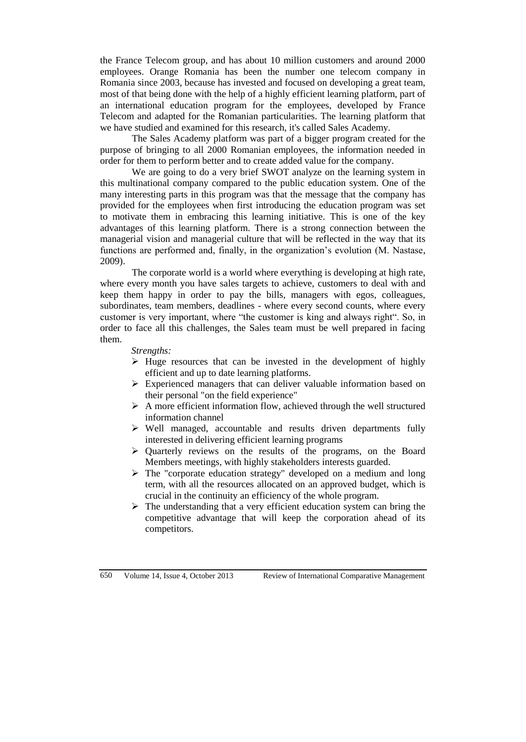the France Telecom group, and has about 10 million customers and around 2000 employees. Orange Romania has been the number one telecom company in Romania since 2003, because has invested and focused on developing a great team, most of that being done with the help of a highly efficient learning platform, part of an international education program for the employees, developed by France Telecom and adapted for the Romanian particularities. The learning platform that we have studied and examined for this research, it's called Sales Academy.

The Sales Academy platform was part of a bigger program created for the purpose of bringing to all 2000 Romanian employees, the information needed in order for them to perform better and to create added value for the company.

We are going to do a very brief SWOT analyze on the learning system in this multinational company compared to the public education system. One of the many interesting parts in this program was that the message that the company has provided for the employees when first introducing the education program was set to motivate them in embracing this learning initiative. This is one of the key advantages of this learning platform. There is a strong connection between the managerial vision and managerial culture that will be reflected in the way that its functions are performed and, finally, in the organization's evolution (M. Nastase, 2009).

The corporate world is a world where everything is developing at high rate, where every month you have sales targets to achieve, customers to deal with and keep them happy in order to pay the bills, managers with egos, colleagues, subordinates, team members, deadlines - where every second counts, where every customer is very important, where "the customer is king and always right". So, in order to face all this challenges, the Sales team must be well prepared in facing them.

*Strengths:*

- Huge resources that can be invested in the development of highly efficient and up to date learning platforms.
- Experienced managers that can deliver valuable information based on their personal "on the field experience"
- A more efficient information flow, achieved through the well structured information channel
- Well managed, accountable and results driven departments fully interested in delivering efficient learning programs
- Quarterly reviews on the results of the programs, on the Board Members meetings, with highly stakeholders interests guarded.
- The "corporate education strategy" developed on a medium and long term, with all the resources allocated on an approved budget, which is crucial in the continuity an efficiency of the whole program.
- The understanding that a very efficient education system can bring the competitive advantage that will keep the corporation ahead of its competitors.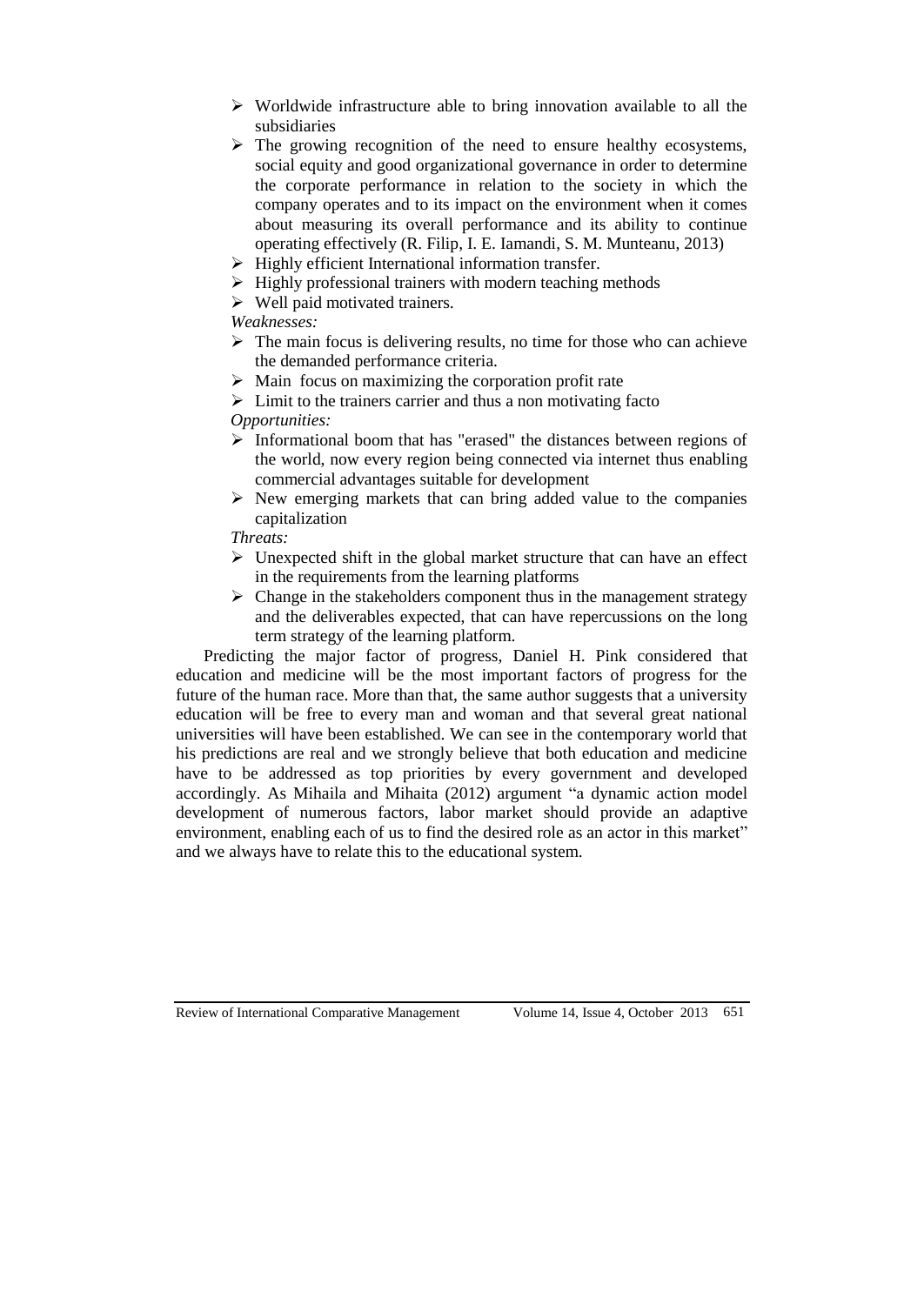- Worldwide infrastructure able to bring innovation available to all the subsidiaries
- The growing recognition of the need to ensure healthy ecosystems, social equity and good organizational governance in order to determine the corporate performance in relation to the society in which the company operates and to its impact on the environment when it comes about measuring its overall performance and its ability to continue operating effectively (R. Filip, I. E. Iamandi, S. M. Munteanu, 2013)
- Highly efficient International information transfer.
- Highly professional trainers with modern teaching methods
- Well paid motivated trainers.

*Weaknesses:*

- The main focus is delivering results, no time for those who can achieve the demanded performance criteria.
- Main focus on maximizing the corporation profit rate
- Limit to the trainers carrier and thus a non motivating facto

*Opportunities:*

- Informational boom that has "erased" the distances between regions of the world, now every region being connected via internet thus enabling commercial advantages suitable for development
- New emerging markets that can bring added value to the companies capitalization

*Threats:*

- Unexpected shift in the global market structure that can have an effect in the requirements from the learning platforms
- Change in the stakeholders component thus in the management strategy and the deliverables expected, that can have repercussions on the long term strategy of the learning platform.

Predicting the major factor of progress, Daniel H. Pink considered that education and medicine will be the most important factors of progress for the future of the human race. More than that, the same author suggests that a university education will be free to every man and woman and that several great national universities will have been established. We can see in the contemporary world that his predictions are real and we strongly believe that both education and medicine have to be addressed as top priorities by every government and developed accordingly. As Mihaila and Mihaita (2012) argument "a dynamic action model development of numerous factors, labor market should provide an adaptive environment, enabling each of us to find the desired role as an actor in this market" and we always have to relate this to the educational system.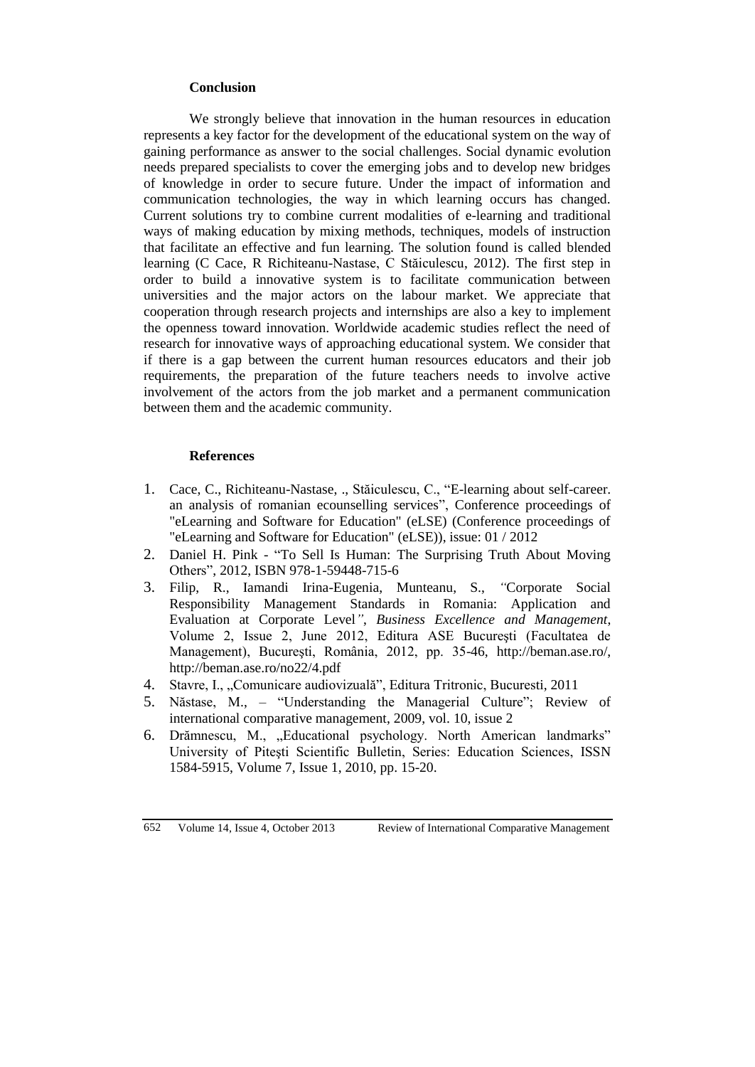## Conclusion

We strongly believe that innovation in the human resources in education represents a key factor for the development of the educational system on the way of gaining performance as answer to the social challenges. Social dynamic evolution needs prepared specialists to cover the emerging jobs and to develop new bridges of knowledge in order to secure future. Under the impact of information and communication technologies, the way in which learning occurs has changed. Current solutions try to combine current modalities of e-learning and traditional ways of making education by mixing methods, techniques, models of instruction that facilitate an effective and fun learning. The solution found is called blended learning (C Cace, R Richiteanu-Nastase, C Stăiculescu, 2012). The first step in order to build a innovative system is to facilitate communication between universities and the major actors on the labour market. We appreciate that cooperation through research projects and internships are also a key to implement the openness toward innovation. Worldwide academic studies reflect the need of research for innovative ways of approaching educational system. We consider that if there is a gap between the current human resources educators and their job requirements, the preparation of the future teachers needs to involve active involvement of the actors from the job market and a permanent communication between them and the academic community.

## References

1. Cace, C., Richiteanu-Nastase, ., Stăiculescu, C., "E-learning about self-career. an analysis of romanian ecounselling services", Conference proceedings of "eLearning and Software for Education" (eLSE) (Conference proceedings of "eLearning and Software for Education" (eLSE)), issue: 01 / 2012
2. Daniel H. Pink - "To Sell Is Human: The Surprising Truth About Moving Others", 2012, ISBN 978-1-59448-715-6
3. Filip, R., Iamandi Irina-Eugenia, Munteanu, S., "Corporate Social Responsibility Management Standards in Romania: Application and Evaluation at Corporate Level", *Business Excellence and Management*, Volume 2, Issue 2, June 2012, Editura ASE Bucureşti (Facultatea de Management), Bucureşti, România, 2012, pp. 35-46, http://beman.ase.ro/, http://beman.ase.ro/no22/4.pdf
4. Stavre, I., „Comunicare audiovizuală", Editura Tritronic, Bucuresti, 2011
5. Năstase, M., – "Understanding the Managerial Culture"; Review of international comparative management, 2009, vol. 10, issue 2
6. Drămnescu, M., „Educational psychology. North American landmarks" University of Pitești Scientific Bulletin, Series: Education Sciences, ISSN 1584-5915, Volume 7, Issue 1, 2010, pp. 15-20.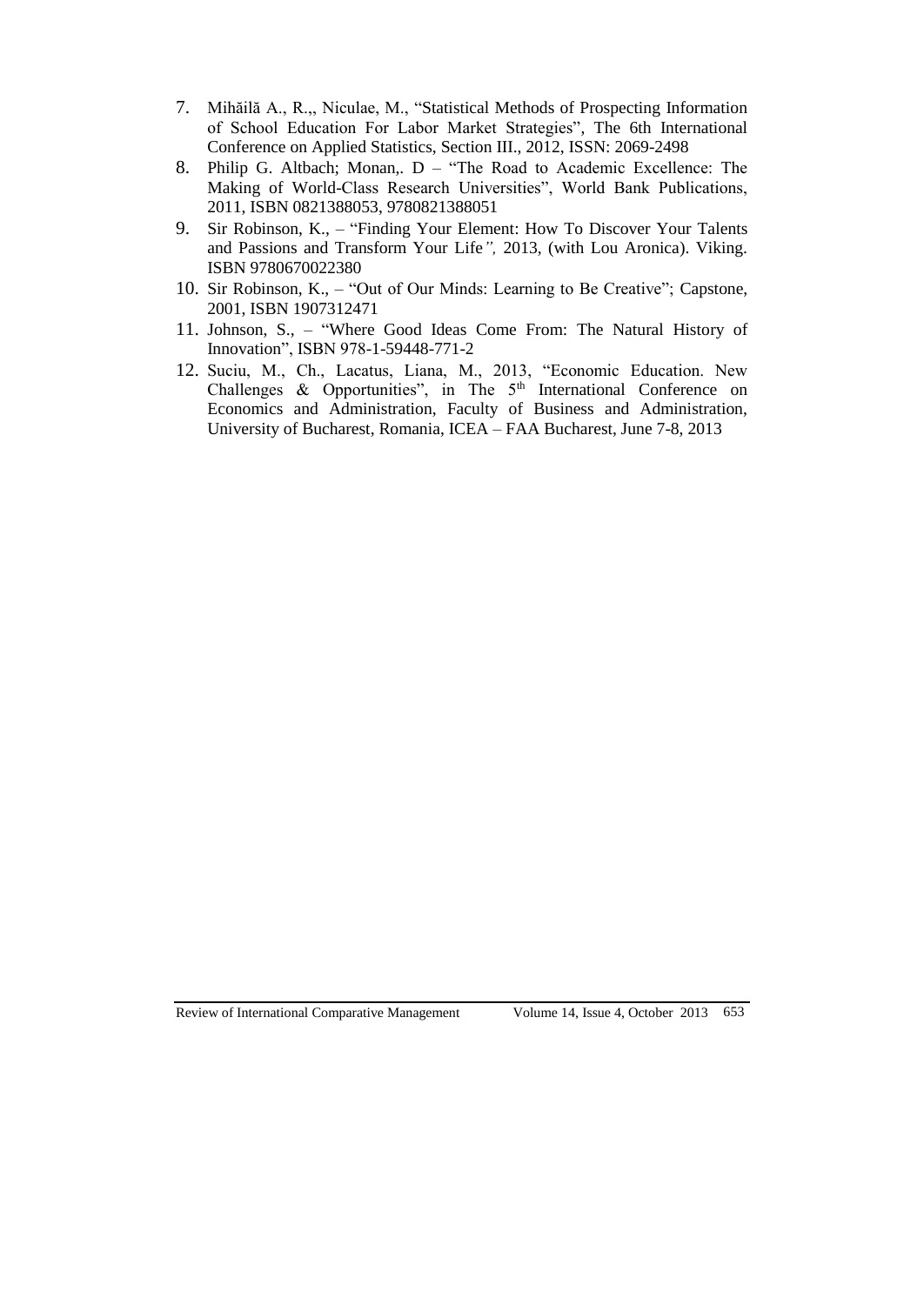7. Mihăilă A., R.,, Niculae, M., "Statistical Methods of Prospecting Information of School Education For Labor Market Strategies", The 6th International Conference on Applied Statistics, Section III., 2012, ISSN: 2069-2498
8. Philip G. Altbach; Monan,. D – "The Road to Academic Excellence: The Making of World-Class Research Universities", World Bank Publications, 2011, ISBN 0821388053, 9780821388051
9. Sir Robinson, K., – "Finding Your Element: How To Discover Your Talents and Passions and Transform Your Life", 2013, (with Lou Aronica). Viking. ISBN 9780670022380
10. Sir Robinson, K., – "Out of Our Minds: Learning to Be Creative"; Capstone, 2001, ISBN 1907312471
11. Johnson, S., – "Where Good Ideas Come From: The Natural History of Innovation", ISBN 978-1-59448-771-2
12. Suciu, M., Ch., Lacatus, Liana, M., 2013, "Economic Education. New Challenges & Opportunities", in The 5th International Conference on Economics and Administration, Faculty of Business and Administration, University of Bucharest, Romania, ICEA – FAA Bucharest, June 7-8, 2013